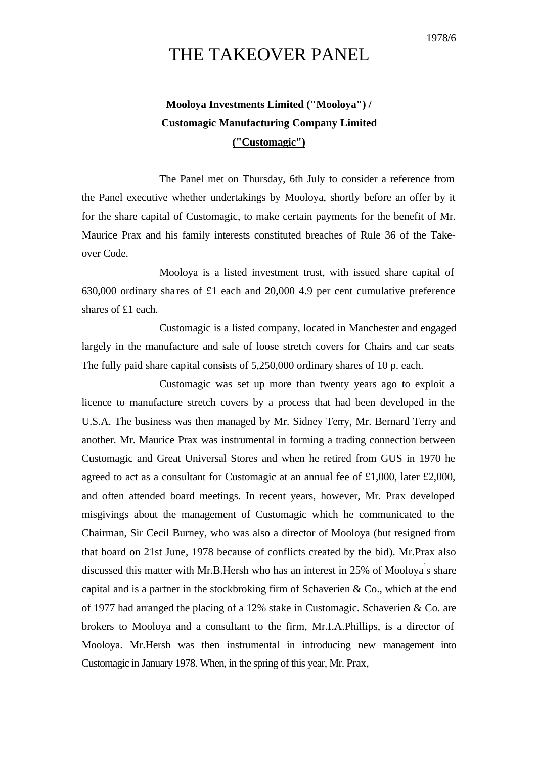1978/6

# THE TAKEOVER PANEL

**Mooloya Investments Limited ("Mooloya") /**
**Customagic Manufacturing Company Limited**
**("Customagic")**

The Panel met on Thursday, 6th July to consider a reference from the Panel executive whether undertakings by Mooloya, shortly before an offer by it for the share capital of Customagic, to make certain payments for the benefit of Mr. Maurice Prax and his family interests constituted breaches of Rule 36 of the Take-over Code.

Mooloya is a listed investment trust, with issued share capital of 630,000 ordinary shares of £1 each and 20,000 4.9 per cent cumulative preference shares of £1 each.

Customagic is a listed company, located in Manchester and engaged largely in the manufacture and sale of loose stretch covers for Chairs and car seats. The fully paid share capital consists of 5,250,000 ordinary shares of 10 p. each.

Customagic was set up more than twenty years ago to exploit a licence to manufacture stretch covers by a process that had been developed in the U.S.A. The business was then managed by Mr. Sidney Terry, Mr. Bernard Terry and another. Mr. Maurice Prax was instrumental in forming a trading connection between Customagic and Great Universal Stores and when he retired from GUS in 1970 he agreed to act as a consultant for Customagic at an annual fee of £1,000, later £2,000, and often attended board meetings. In recent years, however, Mr. Prax developed misgivings about the management of Customagic which he communicated to the Chairman, Sir Cecil Burney, who was also a director of Mooloya (but resigned from that board on 21st June, 1978 because of conflicts created by the bid). Mr.Prax also discussed this matter with Mr.B.Hersh who has an interest in 25% of Mooloya's share capital and is a partner in the stockbroking firm of Schaverien & Co., which at the end of 1977 had arranged the placing of a 12% stake in Customagic. Schaverien & Co. are brokers to Mooloya and a consultant to the firm, Mr.I.A.Phillips, is a director of Mooloya. Mr.Hersh was then instrumental in introducing new management into Customagic in January 1978. When, in the spring of this year, Mr. Prax,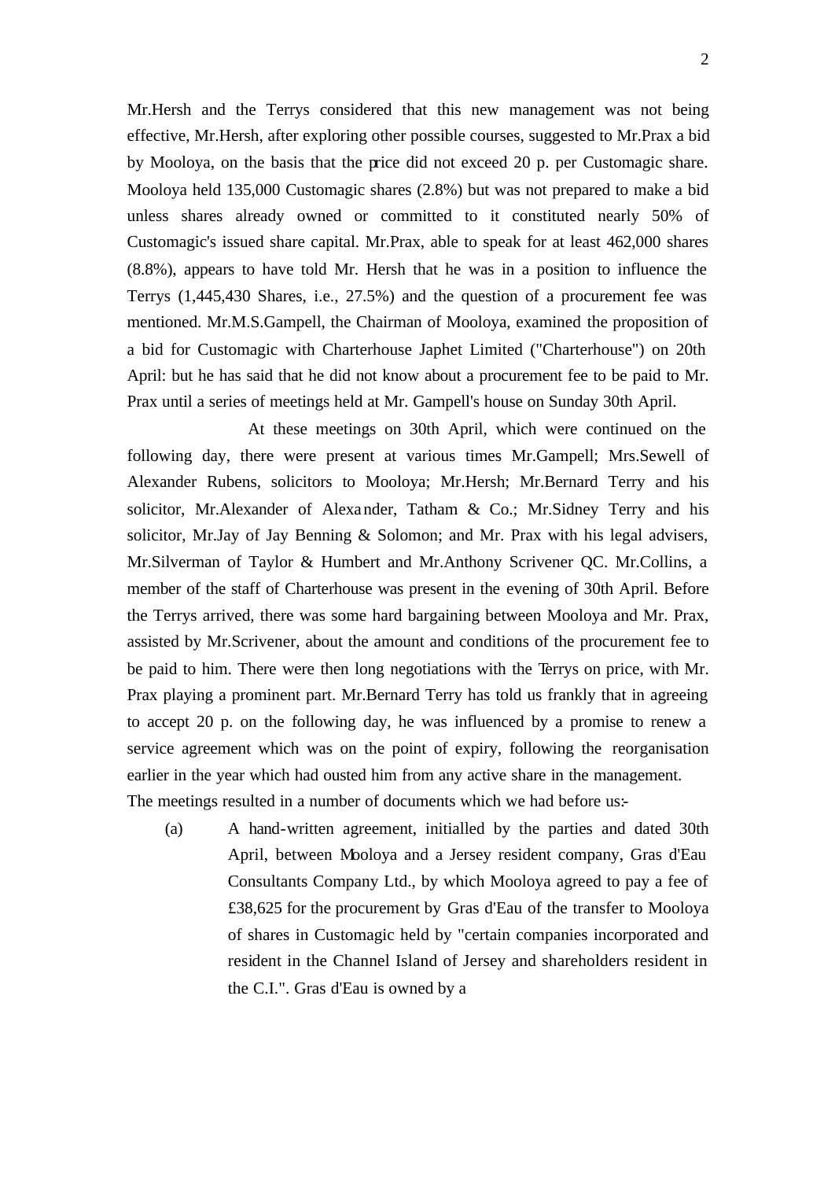Mr.Hersh and the Terrys considered that this new management was not being effective, Mr.Hersh, after exploring other possible courses, suggested to Mr.Prax a bid by Mooloya, on the basis that the price did not exceed 20 p. per Customagic share. Mooloya held 135,000 Customagic shares (2.8%) but was not prepared to make a bid unless shares already owned or committed to it constituted nearly 50% of Customagic's issued share capital. Mr.Prax, able to speak for at least 462,000 shares (8.8%), appears to have told Mr. Hersh that he was in a position to influence the Terrys (1,445,430 Shares, i.e., 27.5%) and the question of a procurement fee was mentioned. Mr.M.S.Gampell, the Chairman of Mooloya, examined the proposition of a bid for Customagic with Charterhouse Japhet Limited ("Charterhouse") on 20th April: but he has said that he did not know about a procurement fee to be paid to Mr. Prax until a series of meetings held at Mr. Gampell's house on Sunday 30th April.

At these meetings on 30th April, which were continued on the following day, there were present at various times Mr.Gampell; Mrs.Sewell of Alexander Rubens, solicitors to Mooloya; Mr.Hersh; Mr.Bernard Terry and his solicitor, Mr.Alexander of Alexander, Tatham & Co.; Mr.Sidney Terry and his solicitor, Mr.Jay of Jay Benning & Solomon; and Mr. Prax with his legal advisers, Mr.Silverman of Taylor & Humbert and Mr.Anthony Scrivener QC. Mr.Collins, a member of the staff of Charterhouse was present in the evening of 30th April. Before the Terrys arrived, there was some hard bargaining between Mooloya and Mr. Prax, assisted by Mr.Scrivener, about the amount and conditions of the procurement fee to be paid to him. There were then long negotiations with the Terrys on price, with Mr. Prax playing a prominent part. Mr.Bernard Terry has told us frankly that in agreeing to accept 20 p. on the following day, he was influenced by a promise to renew a service agreement which was on the point of expiry, following the reorganisation earlier in the year which had ousted him from any active share in the management.

The meetings resulted in a number of documents which we had before us:-

(a) A hand-written agreement, initialled by the parties and dated 30th April, between Mooloya and a Jersey resident company, Gras d'Eau Consultants Company Ltd., by which Mooloya agreed to pay a fee of £38,625 for the procurement by Gras d'Eau of the transfer to Mooloya of shares in Customagic held by "certain companies incorporated and resident in the Channel Island of Jersey and shareholders resident in the C.I.". Gras d'Eau is owned by a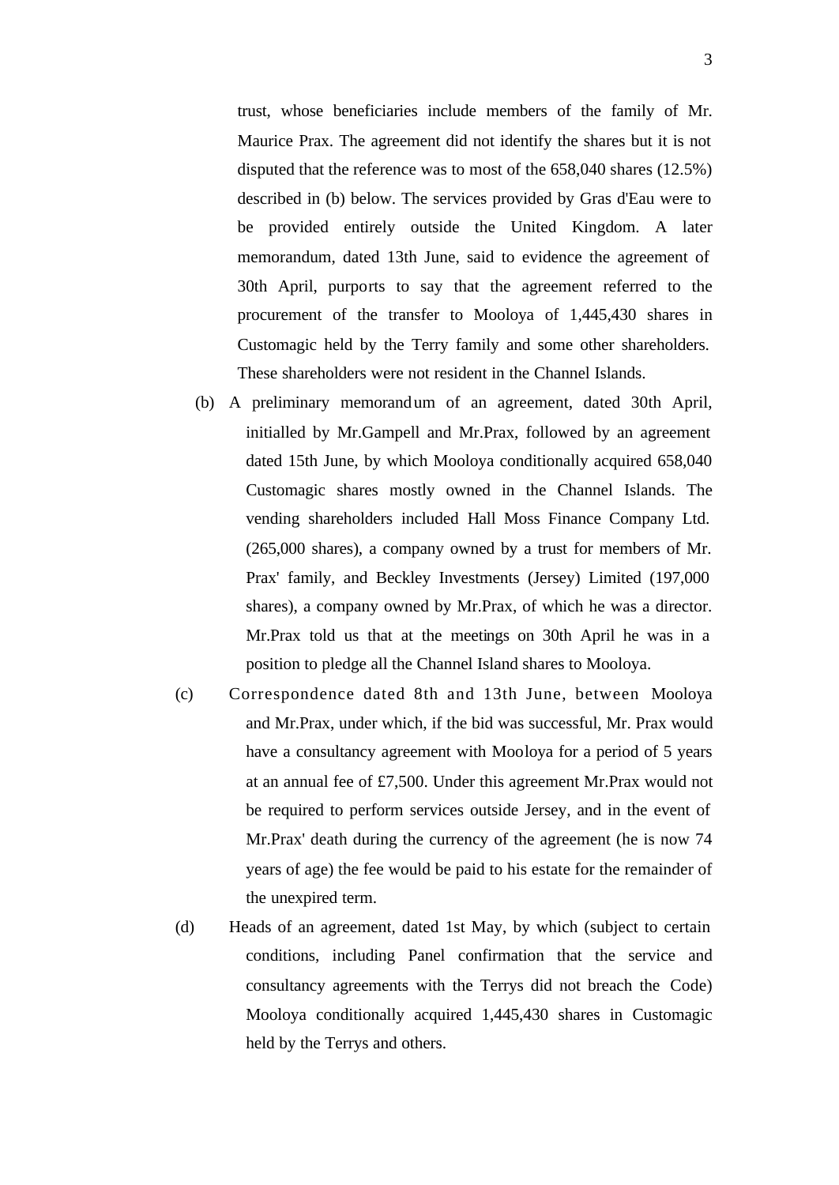trust, whose beneficiaries include members of the family of Mr. Maurice Prax. The agreement did not identify the shares but it is not disputed that the reference was to most of the 658,040 shares (12.5%) described in (b) below. The services provided by Gras d'Eau were to be provided entirely outside the United Kingdom. A later memorandum, dated 13th June, said to evidence the agreement of 30th April, purports to say that the agreement referred to the procurement of the transfer to Mooloya of 1,445,430 shares in Customagic held by the Terry family and some other shareholders. These shareholders were not resident in the Channel Islands.

(b) A preliminary memorandum of an agreement, dated 30th April, initialled by Mr.Gampell and Mr.Prax, followed by an agreement dated 15th June, by which Mooloya conditionally acquired 658,040 Customagic shares mostly owned in the Channel Islands. The vending shareholders included Hall Moss Finance Company Ltd. (265,000 shares), a company owned by a trust for members of Mr. Prax' family, and Beckley Investments (Jersey) Limited (197,000 shares), a company owned by Mr.Prax, of which he was a director. Mr.Prax told us that at the meetings on 30th April he was in a position to pledge all the Channel Island shares to Mooloya.

(c) Correspondence dated 8th and 13th June, between Mooloya and Mr.Prax, under which, if the bid was successful, Mr. Prax would have a consultancy agreement with Mooloya for a period of 5 years at an annual fee of £7,500. Under this agreement Mr.Prax would not be required to perform services outside Jersey, and in the event of Mr.Prax' death during the currency of the agreement (he is now 74 years of age) the fee would be paid to his estate for the remainder of the unexpired term.

(d) Heads of an agreement, dated 1st May, by which (subject to certain conditions, including Panel confirmation that the service and consultancy agreements with the Terrys did not breach the Code) Mooloya conditionally acquired 1,445,430 shares in Customagic held by the Terrys and others.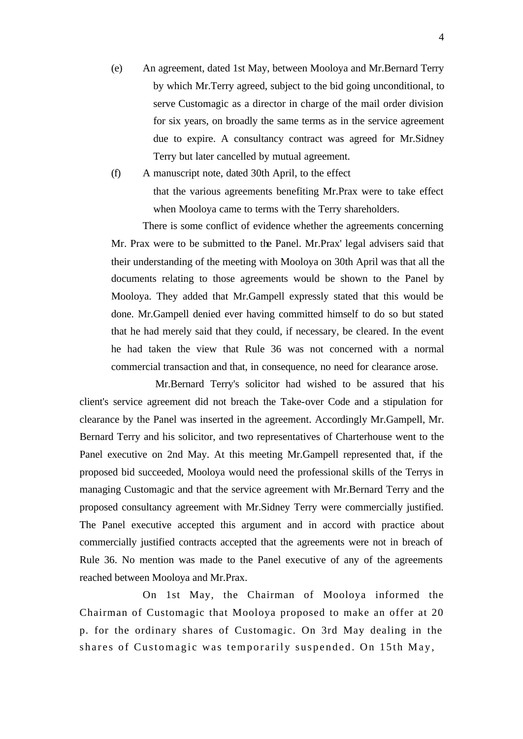(e) An agreement, dated 1st May, between Mooloya and Mr.Bernard Terry by which Mr.Terry agreed, subject to the bid going unconditional, to serve Customagic as a director in charge of the mail order division for six years, on broadly the same terms as in the service agreement due to expire. A consultancy contract was agreed for Mr.Sidney Terry but later cancelled by mutual agreement.

(f) A manuscript note, dated 30th April, to the effect that the various agreements benefiting Mr.Prax were to take effect when Mooloya came to terms with the Terry shareholders.

There is some conflict of evidence whether the agreements concerning Mr. Prax were to be submitted to the Panel. Mr.Prax' legal advisers said that their understanding of the meeting with Mooloya on 30th April was that all the documents relating to those agreements would be shown to the Panel by Mooloya. They added that Mr.Gampell expressly stated that this would be done. Mr.Gampell denied ever having committed himself to do so but stated that he had merely said that they could, if necessary, be cleared. In the event he had taken the view that Rule 36 was not concerned with a normal commercial transaction and that, in consequence, no need for clearance arose.

Mr.Bernard Terry's solicitor had wished to be assured that his client's service agreement did not breach the Take-over Code and a stipulation for clearance by the Panel was inserted in the agreement. Accordingly Mr.Gampell, Mr. Bernard Terry and his solicitor, and two representatives of Charterhouse went to the Panel executive on 2nd May. At this meeting Mr.Gampell represented that, if the proposed bid succeeded, Mooloya would need the professional skills of the Terrys in managing Customagic and that the service agreement with Mr.Bernard Terry and the proposed consultancy agreement with Mr.Sidney Terry were commercially justified. The Panel executive accepted this argument and in accord with practice about commercially justified contracts accepted that the agreements were not in breach of Rule 36. No mention was made to the Panel executive of any of the agreements reached between Mooloya and Mr.Prax.

On 1st May, the Chairman of Mooloya informed the Chairman of Customagic that Mooloya proposed to make an offer at 20 p. for the ordinary shares of Customagic. On 3rd May dealing in the shares of Customagic was temporarily suspended. On 15th May,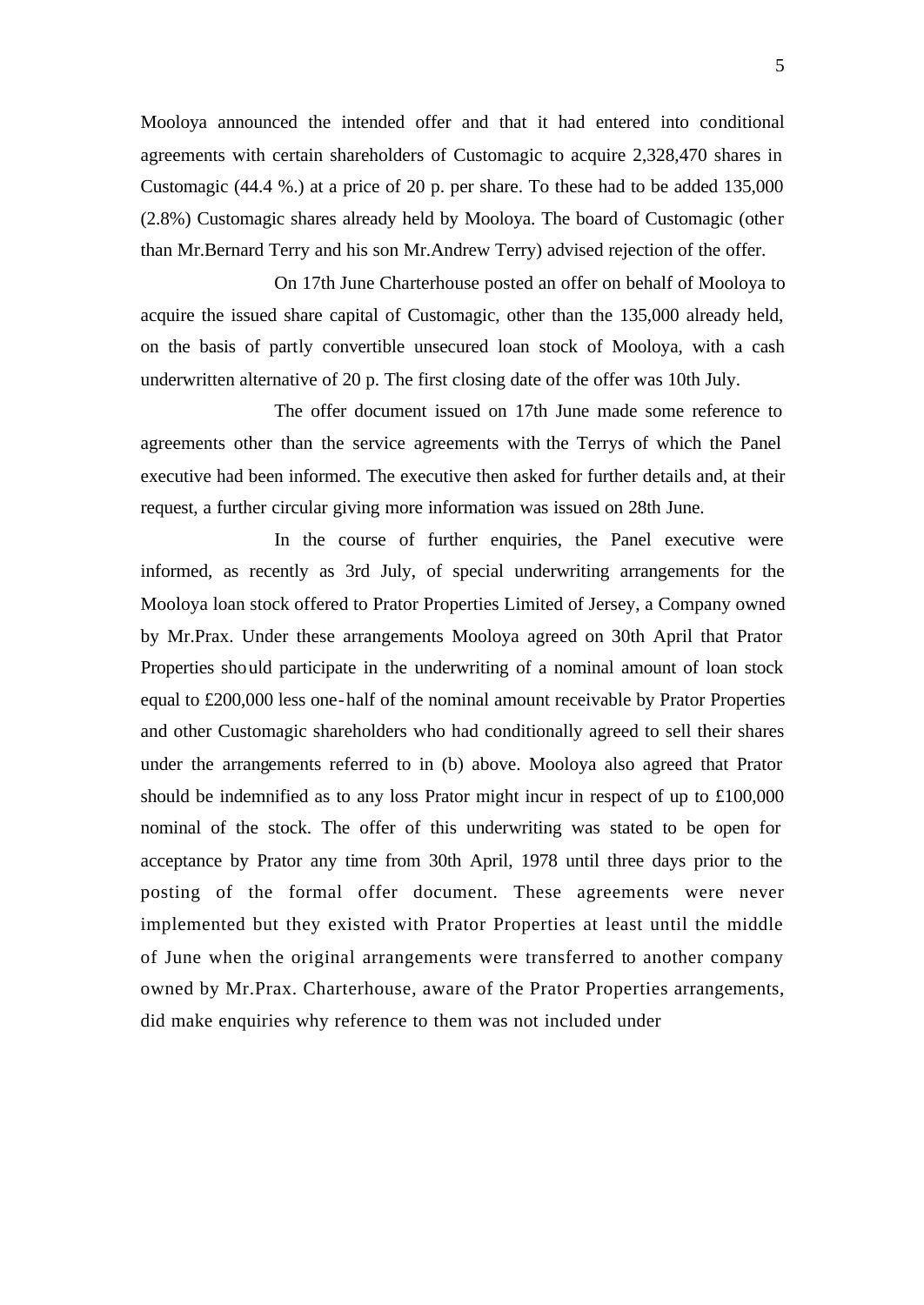Mooloya announced the intended offer and that it had entered into conditional agreements with certain shareholders of Customagic to acquire 2,328,470 shares in Customagic (44.4 %.) at a price of 20 p. per share. To these had to be added 135,000 (2.8%) Customagic shares already held by Mooloya. The board of Customagic (other than Mr.Bernard Terry and his son Mr.Andrew Terry) advised rejection of the offer.

On 17th June Charterhouse posted an offer on behalf of Mooloya to acquire the issued share capital of Customagic, other than the 135,000 already held, on the basis of partly convertible unsecured loan stock of Mooloya, with a cash underwritten alternative of 20 p. The first closing date of the offer was 10th July.

The offer document issued on 17th June made some reference to agreements other than the service agreements with the Terrys of which the Panel executive had been informed. The executive then asked for further details and, at their request, a further circular giving more information was issued on 28th June.

In the course of further enquiries, the Panel executive were informed, as recently as 3rd July, of special underwriting arrangements for the Mooloya loan stock offered to Prator Properties Limited of Jersey, a Company owned by Mr.Prax. Under these arrangements Mooloya agreed on 30th April that Prator Properties should participate in the underwriting of a nominal amount of loan stock equal to £200,000 less one-half of the nominal amount receivable by Prator Properties and other Customagic shareholders who had conditionally agreed to sell their shares under the arrangements referred to in (b) above. Mooloya also agreed that Prator should be indemnified as to any loss Prator might incur in respect of up to £100,000 nominal of the stock. The offer of this underwriting was stated to be open for acceptance by Prator any time from 30th April, 1978 until three days prior to the posting of the formal offer document. These agreements were never implemented but they existed with Prator Properties at least until the middle of June when the original arrangements were transferred to another company owned by Mr.Prax. Charterhouse, aware of the Prator Properties arrangements, did make enquiries why reference to them was not included under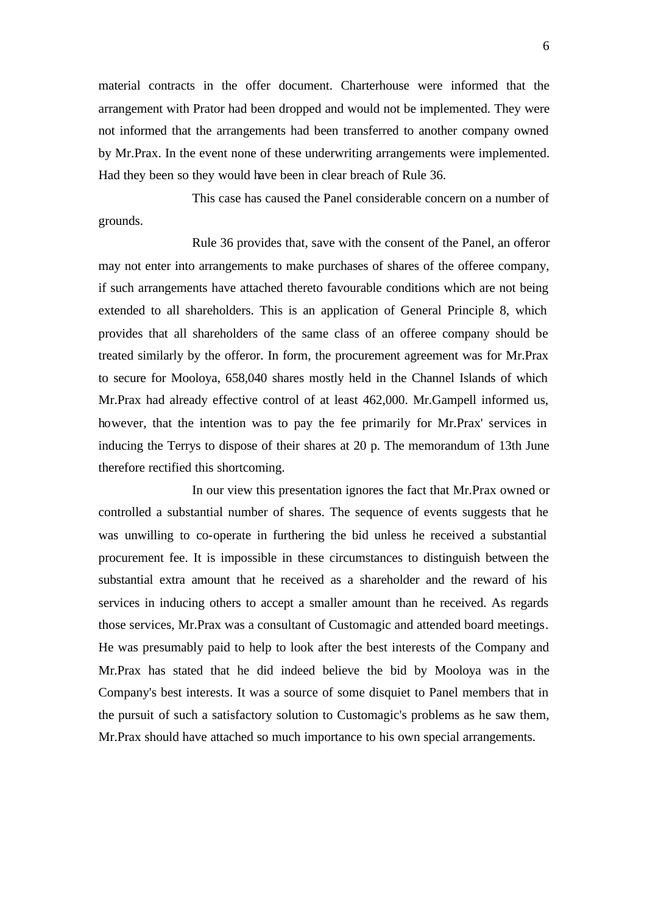material contracts in the offer document. Charterhouse were informed that the arrangement with Prator had been dropped and would not be implemented. They were not informed that the arrangements had been transferred to another company owned by Mr.Prax. In the event none of these underwriting arrangements were implemented. Had they been so they would have been in clear breach of Rule 36.

This case has caused the Panel considerable concern on a number of grounds.

Rule 36 provides that, save with the consent of the Panel, an offeror may not enter into arrangements to make purchases of shares of the offeree company, if such arrangements have attached thereto favourable conditions which are not being extended to all shareholders. This is an application of General Principle 8, which provides that all shareholders of the same class of an offeree company should be treated similarly by the offeror. In form, the procurement agreement was for Mr.Prax to secure for Mooloya, 658,040 shares mostly held in the Channel Islands of which Mr.Prax had already effective control of at least 462,000. Mr.Gampell informed us, however, that the intention was to pay the fee primarily for Mr.Prax' services in inducing the Terrys to dispose of their shares at 20 p. The memorandum of 13th June therefore rectified this shortcoming.

In our view this presentation ignores the fact that Mr.Prax owned or controlled a substantial number of shares. The sequence of events suggests that he was unwilling to co-operate in furthering the bid unless he received a substantial procurement fee. It is impossible in these circumstances to distinguish between the substantial extra amount that he received as a shareholder and the reward of his services in inducing others to accept a smaller amount than he received. As regards those services, Mr.Prax was a consultant of Customagic and attended board meetings. He was presumably paid to help to look after the best interests of the Company and Mr.Prax has stated that he did indeed believe the bid by Mooloya was in the Company's best interests. It was a source of some disquiet to Panel members that in the pursuit of such a satisfactory solution to Customagic's problems as he saw them, Mr.Prax should have attached so much importance to his own special arrangements.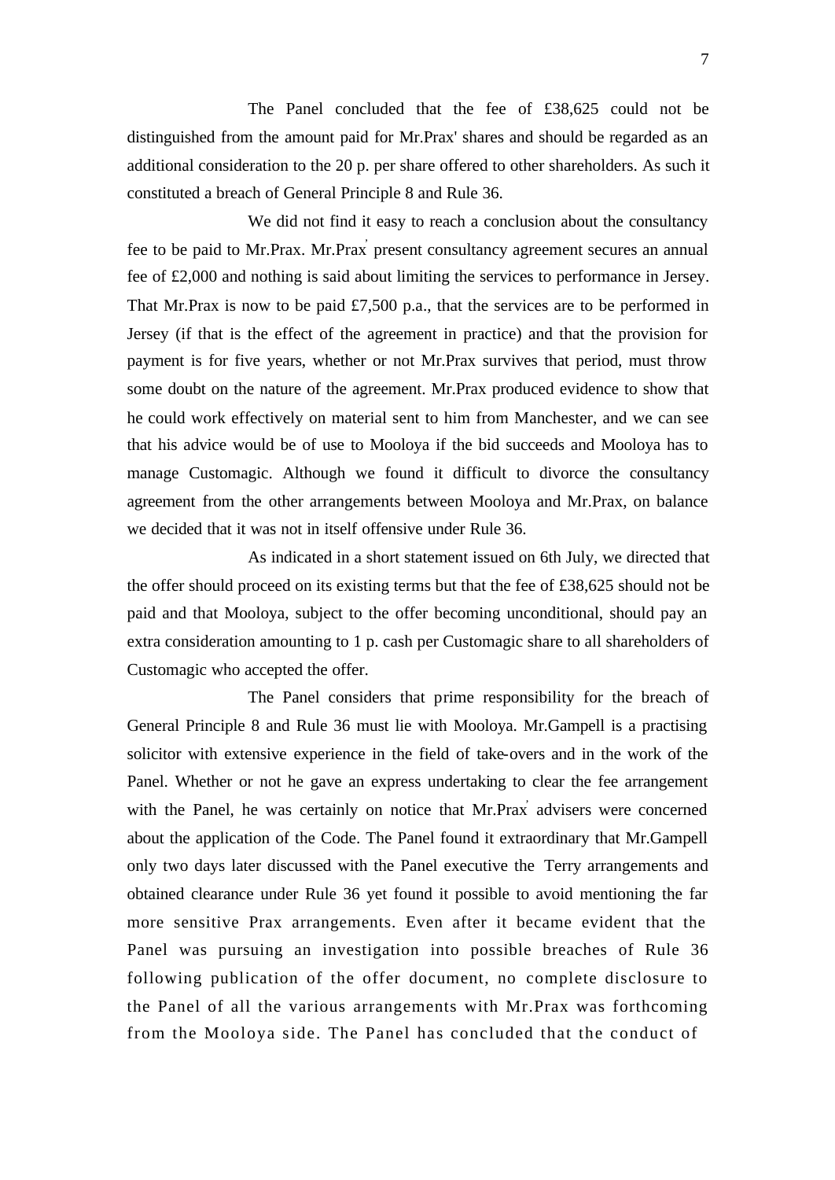The Panel concluded that the fee of £38,625 could not be distinguished from the amount paid for Mr.Prax' shares and should be regarded as an additional consideration to the 20 p. per share offered to other shareholders. As such it constituted a breach of General Principle 8 and Rule 36.

We did not find it easy to reach a conclusion about the consultancy fee to be paid to Mr.Prax. Mr.Prax' present consultancy agreement secures an annual fee of £2,000 and nothing is said about limiting the services to performance in Jersey. That Mr.Prax is now to be paid £7,500 p.a., that the services are to be performed in Jersey (if that is the effect of the agreement in practice) and that the provision for payment is for five years, whether or not Mr.Prax survives that period, must throw some doubt on the nature of the agreement. Mr.Prax produced evidence to show that he could work effectively on material sent to him from Manchester, and we can see that his advice would be of use to Mooloya if the bid succeeds and Mooloya has to manage Customagic. Although we found it difficult to divorce the consultancy agreement from the other arrangements between Mooloya and Mr.Prax, on balance we decided that it was not in itself offensive under Rule 36.

As indicated in a short statement issued on 6th July, we directed that the offer should proceed on its existing terms but that the fee of £38,625 should not be paid and that Mooloya, subject to the offer becoming unconditional, should pay an extra consideration amounting to 1 p. cash per Customagic share to all shareholders of Customagic who accepted the offer.

The Panel considers that prime responsibility for the breach of General Principle 8 and Rule 36 must lie with Mooloya. Mr.Gampell is a practising solicitor with extensive experience in the field of take-overs and in the work of the Panel. Whether or not he gave an express undertaking to clear the fee arrangement with the Panel, he was certainly on notice that Mr.Prax' advisers were concerned about the application of the Code. The Panel found it extraordinary that Mr.Gampell only two days later discussed with the Panel executive the Terry arrangements and obtained clearance under Rule 36 yet found it possible to avoid mentioning the far more sensitive Prax arrangements. Even after it became evident that the Panel was pursuing an investigation into possible breaches of Rule 36 following publication of the offer document, no complete disclosure to the Panel of all the various arrangements with Mr.Prax was forthcoming from the Mooloya side. The Panel has concluded that the conduct of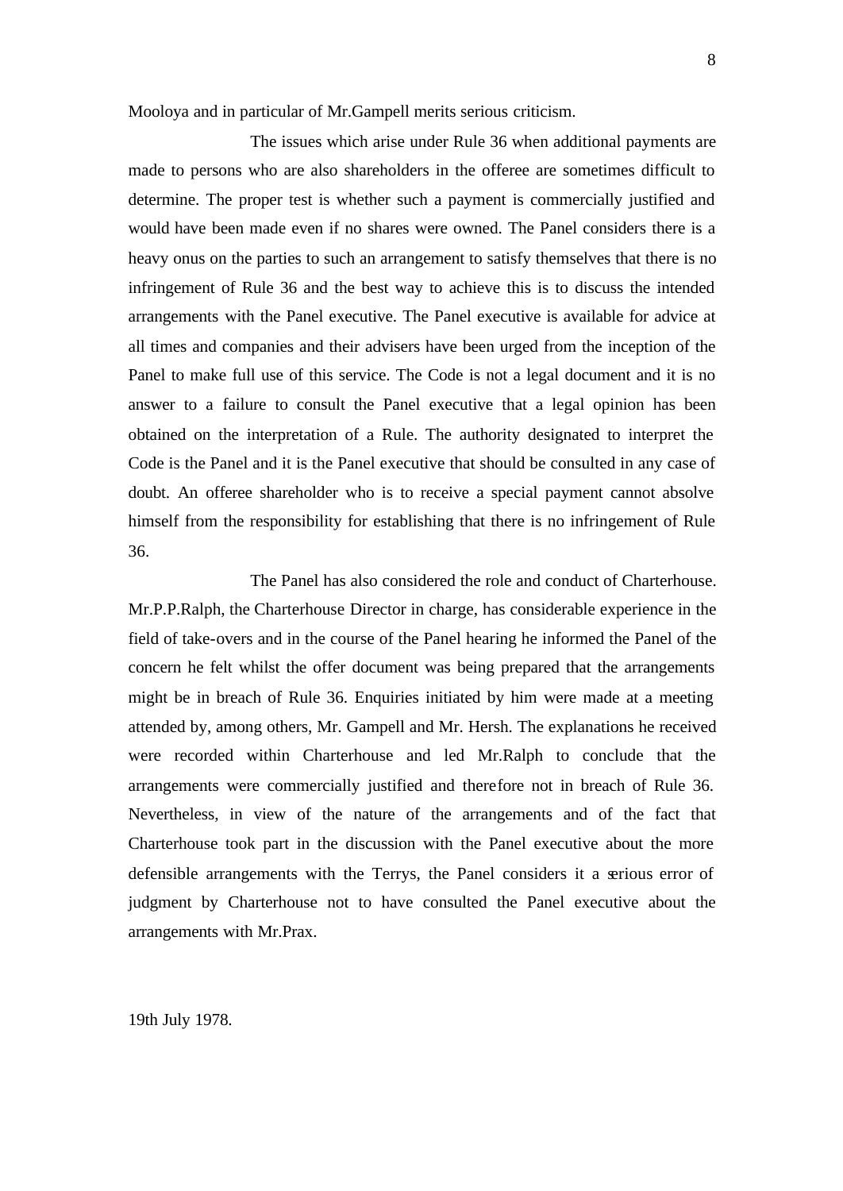Mooloya and in particular of Mr.Gampell merits serious criticism.

The issues which arise under Rule 36 when additional payments are made to persons who are also shareholders in the offeree are sometimes difficult to determine. The proper test is whether such a payment is commercially justified and would have been made even if no shares were owned. The Panel considers there is a heavy onus on the parties to such an arrangement to satisfy themselves that there is no infringement of Rule 36 and the best way to achieve this is to discuss the intended arrangements with the Panel executive. The Panel executive is available for advice at all times and companies and their advisers have been urged from the inception of the Panel to make full use of this service. The Code is not a legal document and it is no answer to a failure to consult the Panel executive that a legal opinion has been obtained on the interpretation of a Rule. The authority designated to interpret the Code is the Panel and it is the Panel executive that should be consulted in any case of doubt. An offeree shareholder who is to receive a special payment cannot absolve himself from the responsibility for establishing that there is no infringement of Rule 36.

The Panel has also considered the role and conduct of Charterhouse. Mr.P.P.Ralph, the Charterhouse Director in charge, has considerable experience in the field of take-overs and in the course of the Panel hearing he informed the Panel of the concern he felt whilst the offer document was being prepared that the arrangements might be in breach of Rule 36. Enquiries initiated by him were made at a meeting attended by, among others, Mr. Gampell and Mr. Hersh. The explanations he received were recorded within Charterhouse and led Mr.Ralph to conclude that the arrangements were commercially justified and therefore not in breach of Rule 36. Nevertheless, in view of the nature of the arrangements and of the fact that Charterhouse took part in the discussion with the Panel executive about the more defensible arrangements with the Terrys, the Panel considers it a serious error of judgment by Charterhouse not to have consulted the Panel executive about the arrangements with Mr.Prax.

19th July 1978.